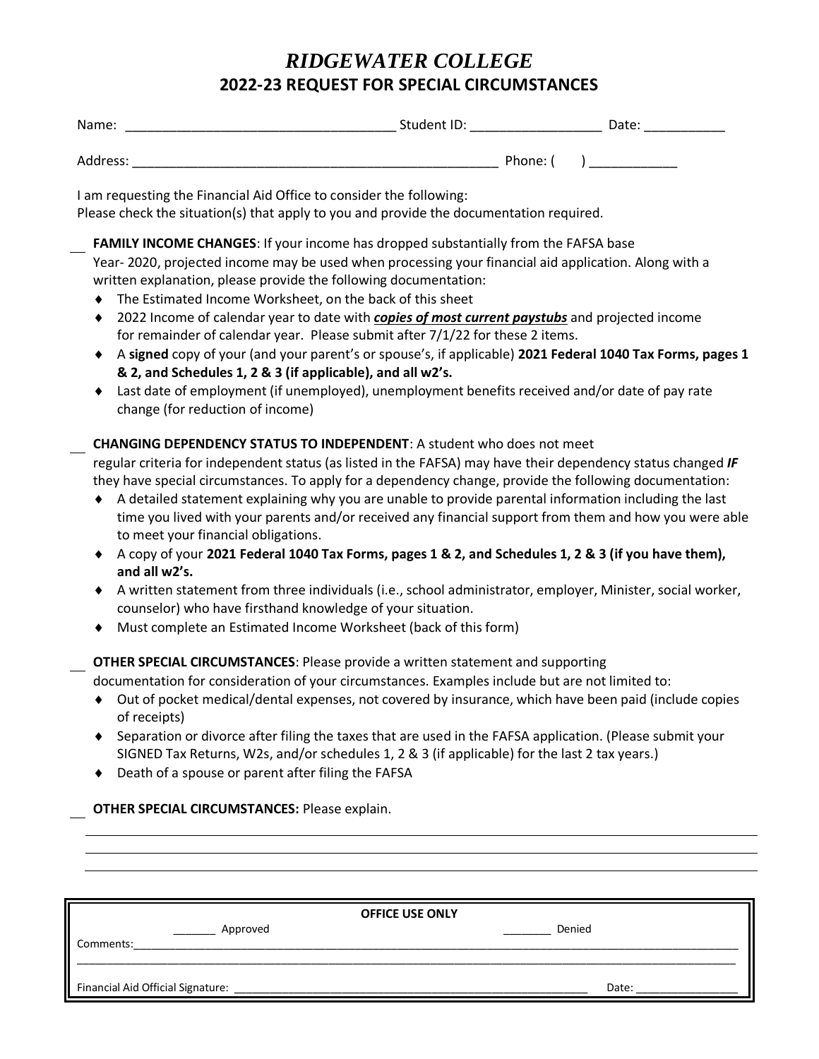# *RIDGEWATER COLLEGE*

## 2022-23 REQUEST FOR SPECIAL CIRCUMSTANCES

Name: ____________________________________ Student ID: __________________ Date: ___________

Address: ___________________________________________________ Phone: ( ) ____________

I am requesting the Financial Aid Office to consider the following:
Please check the situation(s) that apply to you and provide the documentation required.

__ **FAMILY INCOME CHANGES**: If your income has dropped substantially from the FAFSA base Year- 2020, projected income may be used when processing your financial aid application. Along with a written explanation, please provide the following documentation:

- The Estimated Income Worksheet, on the back of this sheet
- 2022 Income of calendar year to date with ***copies of most current paystubs*** and projected income for remainder of calendar year. Please submit after 7/1/22 for these 2 items.
- A **signed** copy of your (and your parent's or spouse's, if applicable) **2021 Federal 1040 Tax Forms, pages 1 & 2, and Schedules 1, 2 & 3 (if applicable), and all w2's.**
- Last date of employment (if unemployed), unemployment benefits received and/or date of pay rate change (for reduction of income)

__ **CHANGING DEPENDENCY STATUS TO INDEPENDENT**: A student who does not meet regular criteria for independent status (as listed in the FAFSA) may have their dependency status changed ***IF*** they have special circumstances. To apply for a dependency change, provide the following documentation:

- A detailed statement explaining why you are unable to provide parental information including the last time you lived with your parents and/or received any financial support from them and how you were able to meet your financial obligations.
- A copy of your **2021 Federal 1040 Tax Forms, pages 1 & 2, and Schedules 1, 2 & 3 (if you have them), and all w2's.**
- A written statement from three individuals (i.e., school administrator, employer, Minister, social worker, counselor) who have firsthand knowledge of your situation.
- Must complete an Estimated Income Worksheet (back of this form)

__ **OTHER SPECIAL CIRCUMSTANCES**: Please provide a written statement and supporting documentation for consideration of your circumstances. Examples include but are not limited to:

- Out of pocket medical/dental expenses, not covered by insurance, which have been paid (include copies of receipts)
- Separation or divorce after filing the taxes that are used in the FAFSA application. (Please submit your SIGNED Tax Returns, W2s, and/or schedules 1, 2 & 3 (if applicable) for the last 2 tax years.)
- Death of a spouse or parent after filing the FAFSA

__ **OTHER SPECIAL CIRCUMSTANCES:** Please explain.

______________________________________________________________________________

______________________________________________________________________________

______________________________________________________________________________

**OFFICE USE ONLY**

_______ Approved _______ Denied

Comments:______________________________________________________________________________

______________________________________________________________________________

Financial Aid Official Signature: ___________________________________________ Date: _______________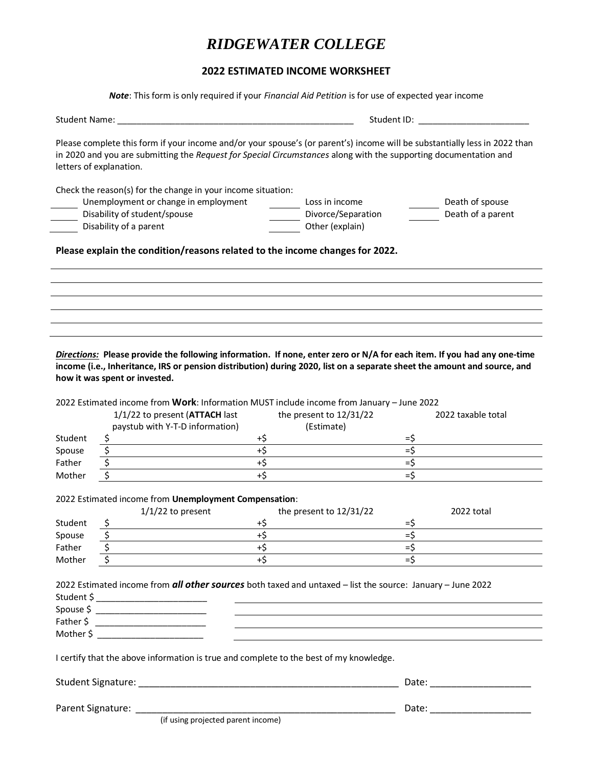# *RIDGEWATER COLLEGE*

## 2022 ESTIMATED INCOME WORKSHEET

***Note***: This form is only required if your *Financial Aid Petition* is for use of expected year income

Student Name: ___________________________________________________ Student ID: _______________________

Please complete this form if your income and/or your spouse's (or parent's) income will be substantially less in 2022 than in 2020 and you are submitting the *Request for Special Circumstances* along with the supporting documentation and letters of explanation.

Check the reason(s) for the change in your income situation:

| | | |
|---|---|---|
| ______ Unemployment or change in employment | ______ Loss in income | ______ Death of spouse |
| ______ Disability of student/spouse | ______ Divorce/Separation | ______ Death of a parent |
| ______ Disability of a parent | ______ Other (explain) | |

**Please explain the condition/reasons related to the income changes for 2022.**

____________________________________________________________________________________________

____________________________________________________________________________________________

____________________________________________________________________________________________

____________________________________________________________________________________________

____________________________________________________________________________________________

____________________________________________________________________________________________

***Directions:*** **Please provide the following information. If none, enter zero or N/A for each item. If you had any one-time income (i.e., Inheritance, IRS or pension distribution) during 2020, list on a separate sheet the amount and source, and how it was spent or invested.**

2022 Estimated income from **Work**: Information MUST include income from January – June 2022

| | 1/1/22 to present (**ATTACH** last paystub with Y-T-D information) | the present to 12/31/22 (Estimate) | 2022 taxable total |
|---|---|---|---|
| Student | $ | +$ | =$ |
| Spouse | $ | +$ | =$ |
| Father | $ | +$ | =$ |
| Mother | $ | +$ | =$ |

2022 Estimated income from **Unemployment Compensation**:

| | 1/1/22 to present | the present to 12/31/22 | 2022 total |
|---|---|---|---|
| Student | $ | +$ | =$ |
| Spouse | $ | +$ | =$ |
| Father | $ | +$ | =$ |
| Mother | $ | +$ | =$ |

2022 Estimated income from ***all other sources*** both taxed and untaxed – list the source: January – June 2022

Student $ _______________________ ____________________________________________

Spouse $ _______________________ ____________________________________________

Father $ _______________________ ____________________________________________

Mother $ ______________________ ____________________________________________

I certify that the above information is true and complete to the best of my knowledge.

Student Signature: ____________________________________________________ Date: ___________________

Parent Signature: ____________________________________________________ Date: ___________________
(if using projected parent income)